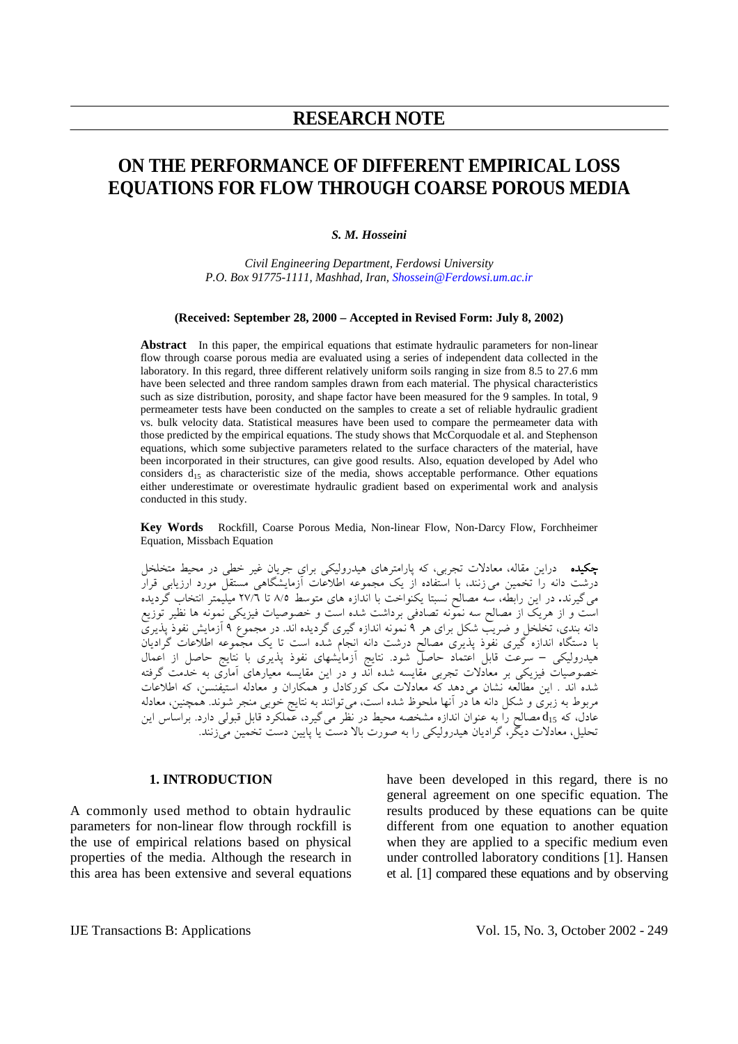## RESEARCH NOTE

# ON THE PERFORMANCE OF DIFFERENT EMPIRICAL LOSS EQUATIONS FOR FLOW THROUGH COARSE POROUS MEDIA

***S. M. Hosseini***

*Civil Engineering Department, Ferdowsi University*
*P.O. Box 91775-1111, Mashhad, Iran, Shossein@Ferdowsi.um.ac.ir*

**(Received: September 28, 2000 – Accepted in Revised Form: July 8, 2002)**

**Abstract** In this paper, the empirical equations that estimate hydraulic parameters for non-linear flow through coarse porous media are evaluated using a series of independent data collected in the laboratory. In this regard, three different relatively uniform soils ranging in size from 8.5 to 27.6 mm have been selected and three random samples drawn from each material. The physical characteristics such as size distribution, porosity, and shape factor have been measured for the 9 samples. In total, 9 permeameter tests have been conducted on the samples to create a set of reliable hydraulic gradient vs. bulk velocity data. Statistical measures have been used to compare the permeameter data with those predicted by the empirical equations. The study shows that McCorquodale et al. and Stephenson equations, which some subjective parameters related to the surface characters of the material, have been incorporated in their structures, can give good results. Also, equation developed by Adel who considers $d_{15}$ as characteristic size of the media, shows acceptable performance. Other equations either underestimate or overestimate hydraulic gradient based on experimental work and analysis conducted in this study.

**Key Words** Rockfill, Coarse Porous Media, Non-linear Flow, Non-Darcy Flow, Forchheimer Equation, Missbach Equation

**چکیده** دراین مقاله، معادلات تجربی، که پارامترهای هیدرولیکی برای جریان غیر خطی در محیط متخلخل درشت دانه را تخمین می زنند، با استفاده از یک مجموعه اطلاعات آزمایشگاهی مستقل مورد ارزیابی قرار می گیرند. در این رابطه، سه مصالح نسبتا یکنواخت با اندازه های متوسط ۸/۵ تا ۲۷/۶ میلیمتر انتخاب گردیده است و از هریک از مصالح سه نمونه تصادفی برداشت شده است و خصوصیات فیزیکی نمونه ها نظیر توزیع دانه بندی، تخلخل و ضریب شکل برای هر ۹ نمونه اندازه گیری گردیده اند. در مجموع ۹ آزمایش نفوذ پذیری با دستگاه اندازه گیری نفوذ پذیری مصالح درشت دانه انجام شده است تا یک مجموعه اطلاعات گرادیان هیدرولیکی – سرعت قابل اعتماد حاصل شود. نتایج آزمایشهای نفوذ پذیری با نتایج حاصل از اعمال خصوصیات فیزیکی بر معادلات تجربی مقایسه شده اند و در این مقایسه معیارهای آماری به خدمت گرفته شده اند . این مطالعه نشان می دهد که معادلات مک کورکادل و همکاران و معادله استیفنسن، که اطلاعات مربوط به زبری و شکل دانه ها در آنها ملحوظ شده است، می توانند به نتایج خوبی منجر شوند. همچنین، معادله عادل، که $d_{15}$ مصالح را به عنوان اندازه مشخصه محیط در نظر می گیرد، عملکرد قابل قبولی دارد. براساس این تحلیل، معادلات دیگر، گرادیان هیدرولیکی را به صورت بالا دست یا پایین دست تخمین می زنند.

## 1. INTRODUCTION

A commonly used method to obtain hydraulic parameters for non-linear flow through rockfill is the use of empirical relations based on physical properties of the media. Although the research in this area has been extensive and several equations have been developed in this regard, there is no general agreement on one specific equation. The results produced by these equations can be quite different from one equation to another equation when they are applied to a specific medium even under controlled laboratory conditions [1]. Hansen et al. [1] compared these equations and by observing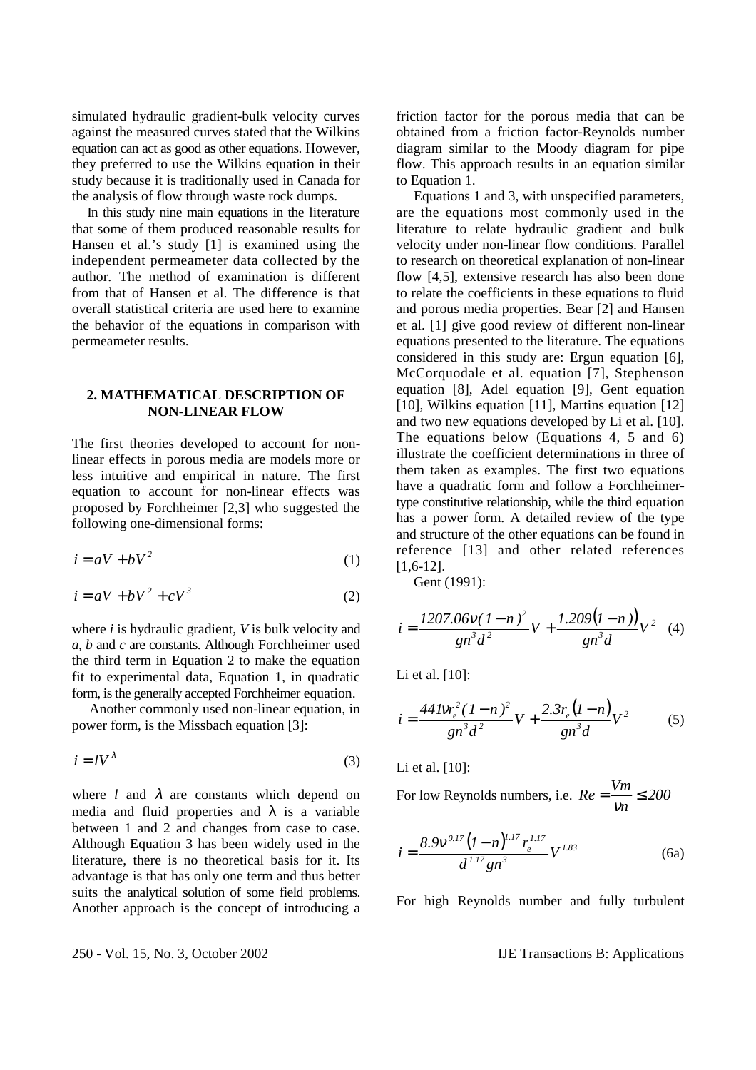simulated hydraulic gradient-bulk velocity curves against the measured curves stated that the Wilkins equation can act as good as other equations. However, they preferred to use the Wilkins equation in their study because it is traditionally used in Canada for the analysis of flow through waste rock dumps.

In this study nine main equations in the literature that some of them produced reasonable results for Hansen et al.'s study [1] is examined using the independent permeameter data collected by the author. The method of examination is different from that of Hansen et al. The difference is that overall statistical criteria are used here to examine the behavior of the equations in comparison with permeameter results.

## 2. MATHEMATICAL DESCRIPTION OF NON-LINEAR FLOW

The first theories developed to account for non-linear effects in porous media are models more or less intuitive and empirical in nature. The first equation to account for non-linear effects was proposed by Forchheimer [2,3] who suggested the following one-dimensional forms:

$$i = aV + bV^2 \tag{1}$$

$$i = aV + bV^2 + cV^3 \tag{2}$$

where $i$ is hydraulic gradient, $V$ is bulk velocity and $a$, $b$ and $c$ are constants. Although Forchheimer used the third term in Equation 2 to make the equation fit to experimental data, Equation 1, in quadratic form, is the generally accepted Forchheimer equation.

Another commonly used non-linear equation, in power form, is the Missbach equation [3]:

$$i = lV^{\lambda} \tag{3}$$

where $l$ and $\lambda$ are constants which depend on media and fluid properties and $\lambda$ is a variable between 1 and 2 and changes from case to case. Although Equation 3 has been widely used in the literature, there is no theoretical basis for it. Its advantage is that has only one term and thus better suits the analytical solution of some field problems. Another approach is the concept of introducing a friction factor for the porous media that can be obtained from a friction factor-Reynolds number diagram similar to the Moody diagram for pipe flow. This approach results in an equation similar to Equation 1.

Equations 1 and 3, with unspecified parameters, are the equations most commonly used in the literature to relate hydraulic gradient and bulk velocity under non-linear flow conditions. Parallel to research on theoretical explanation of non-linear flow [4,5], extensive research has also been done to relate the coefficients in these equations to fluid and porous media properties. Bear [2] and Hansen et al. [1] give good review of different non-linear equations presented to the literature. The equations considered in this study are: Ergun equation [6], McCorquodale et al. equation [7], Stephenson equation [8], Adel equation [9], Gent equation [10], Wilkins equation [11], Martins equation [12] and two new equations developed by Li et al. [10]. The equations below (Equations 4, 5 and 6) illustrate the coefficient determinations in three of them taken as examples. The first two equations have a quadratic form and follow a Forchheimer-type constitutive relationship, while the third equation has a power form. A detailed review of the type and structure of the other equations can be found in reference [13] and other related references [1,6-12].

Gent (1991):

$$i = \frac{1207.06\nu(1-n)^2}{gn^3d^2}V + \frac{1.209(1-n)}{gn^3d}V^2 \tag{4}$$

Li et al. [10]:

$$i = \frac{441\nu r_e^2(1-n)^2}{gn^3d^2}V + \frac{2.3r_e(1-n)}{gn^3d}V^2 \tag{5}$$

Li et al. [10]:

For low Reynolds numbers, i.e. $Re = \dfrac{Vm}{\nu n} \leq 200$

$$i = \frac{8.9\nu^{0.17}(1-n)^{1.17}r_e^{1.17}}{d^{1.17}gn^3}V^{1.83} \tag{6a}$$

For high Reynolds number and fully turbulent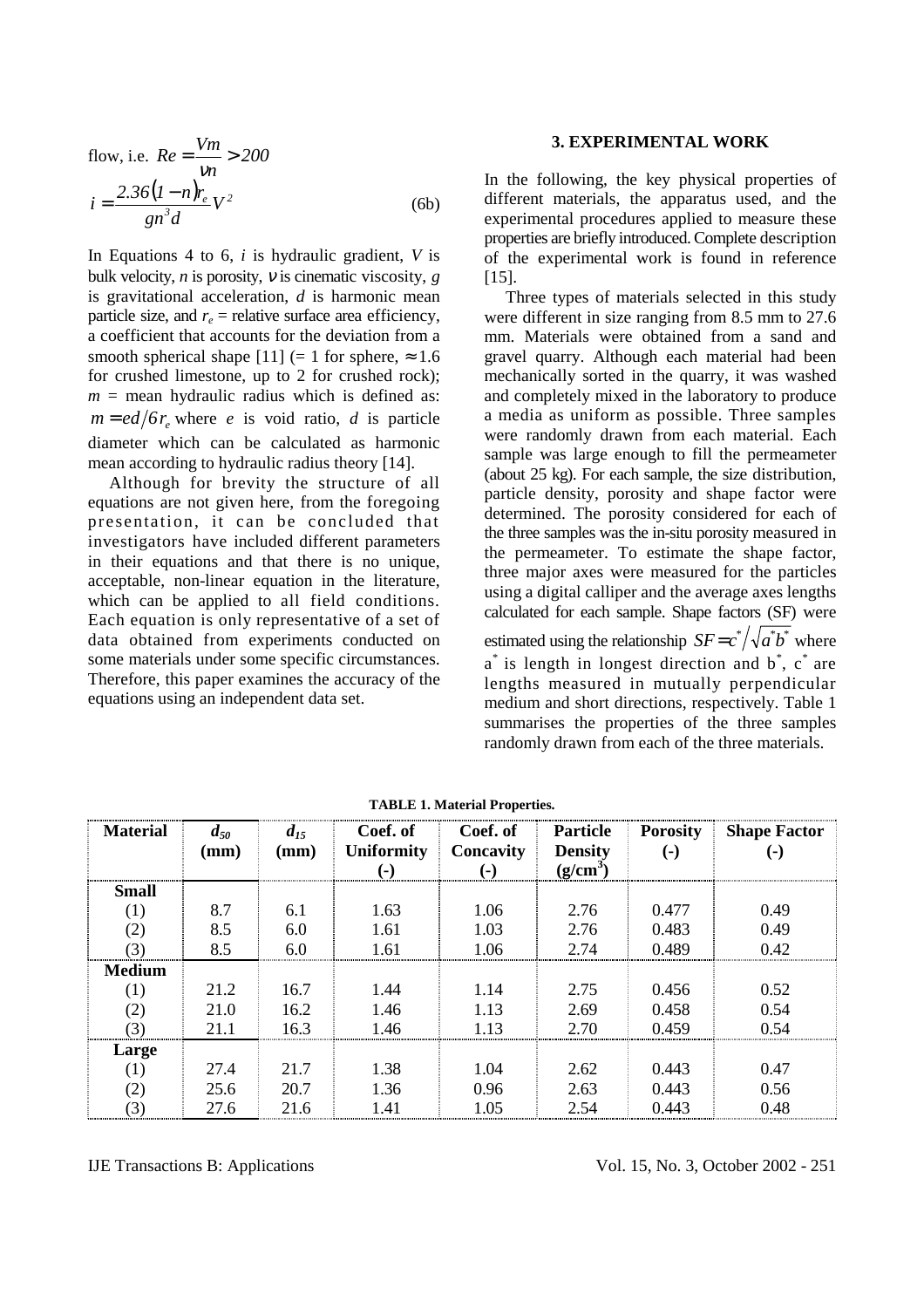flow, i.e. $Re = \frac{Vm}{\nu n} > 200$

$$i = \frac{2.36(1-n)r_e}{gn^3 d} V^2 \tag{6b}$$

In Equations 4 to 6, $i$ is hydraulic gradient, $V$ is bulk velocity, $n$ is porosity, $\nu$ is cinematic viscosity, $g$ is gravitational acceleration, $d$ is harmonic mean particle size, and $r_e$ = relative surface area efficiency, a coefficient that accounts for the deviation from a smooth spherical shape [11] (= 1 for sphere, $\approx 1.6$ for crushed limestone, up to 2 for crushed rock); $m$ = mean hydraulic radius which is defined as: $m = ed/6r_e$ where $e$ is void ratio, $d$ is particle diameter which can be calculated as harmonic mean according to hydraulic radius theory [14].

Although for brevity the structure of all equations are not given here, from the foregoing presentation, it can be concluded that investigators have included different parameters in their equations and that there is no unique, acceptable, non-linear equation in the literature, which can be applied to all field conditions. Each equation is only representative of a set of data obtained from experiments conducted on some materials under some specific circumstances. Therefore, this paper examines the accuracy of the equations using an independent data set.

## 3. EXPERIMENTAL WORK

In the following, the key physical properties of different materials, the apparatus used, and the experimental procedures applied to measure these properties are briefly introduced. Complete description of the experimental work is found in reference [15].

Three types of materials selected in this study were different in size ranging from 8.5 mm to 27.6 mm. Materials were obtained from a sand and gravel quarry. Although each material had been mechanically sorted in the quarry, it was washed and completely mixed in the laboratory to produce a media as uniform as possible. Three samples were randomly drawn from each material. Each sample was large enough to fill the permeameter (about 25 kg). For each sample, the size distribution, particle density, porosity and shape factor were determined. The porosity considered for each of the three samples was the in-situ porosity measured in the permeameter. To estimate the shape factor, three major axes were measured for the particles using a digital calliper and the average axes lengths calculated for each sample. Shape factors (SF) were estimated using the relationship $SF = c^* / \sqrt{a^* b^*}$ where $a^*$ is length in longest direction and $b^*$, $c^*$ are lengths measured in mutually perpendicular medium and short directions, respectively. Table 1 summarises the properties of the three samples randomly drawn from each of the three materials.

**TABLE 1. Material Properties.**

| Material | $d_{50}$ (mm) | $d_{15}$ (mm) | Coef. of Uniformity (-) | Coef. of Concavity (-) | Particle Density (g/cm$^3$) | Porosity (-) | Shape Factor (-) |
|---|---|---|---|---|---|---|---|
| **Small** | | | | | | | |
| (1) | 8.7 | 6.1 | 1.63 | 1.06 | 2.76 | 0.477 | 0.49 |
| (2) | 8.5 | 6.0 | 1.61 | 1.03 | 2.76 | 0.483 | 0.49 |
| (3) | 8.5 | 6.0 | 1.61 | 1.06 | 2.74 | 0.489 | 0.42 |
| **Medium** | | | | | | | |
| (1) | 21.2 | 16.7 | 1.44 | 1.14 | 2.75 | 0.456 | 0.52 |
| (2) | 21.0 | 16.2 | 1.46 | 1.13 | 2.69 | 0.458 | 0.54 |
| (3) | 21.1 | 16.3 | 1.46 | 1.13 | 2.70 | 0.459 | 0.54 |
| **Large** | | | | | | | |
| (1) | 27.4 | 21.7 | 1.38 | 1.04 | 2.62 | 0.443 | 0.47 |
| (2) | 25.6 | 20.7 | 1.36 | 0.96 | 2.63 | 0.443 | 0.56 |
| (3) | 27.6 | 21.6 | 1.41 | 1.05 | 2.54 | 0.443 | 0.48 |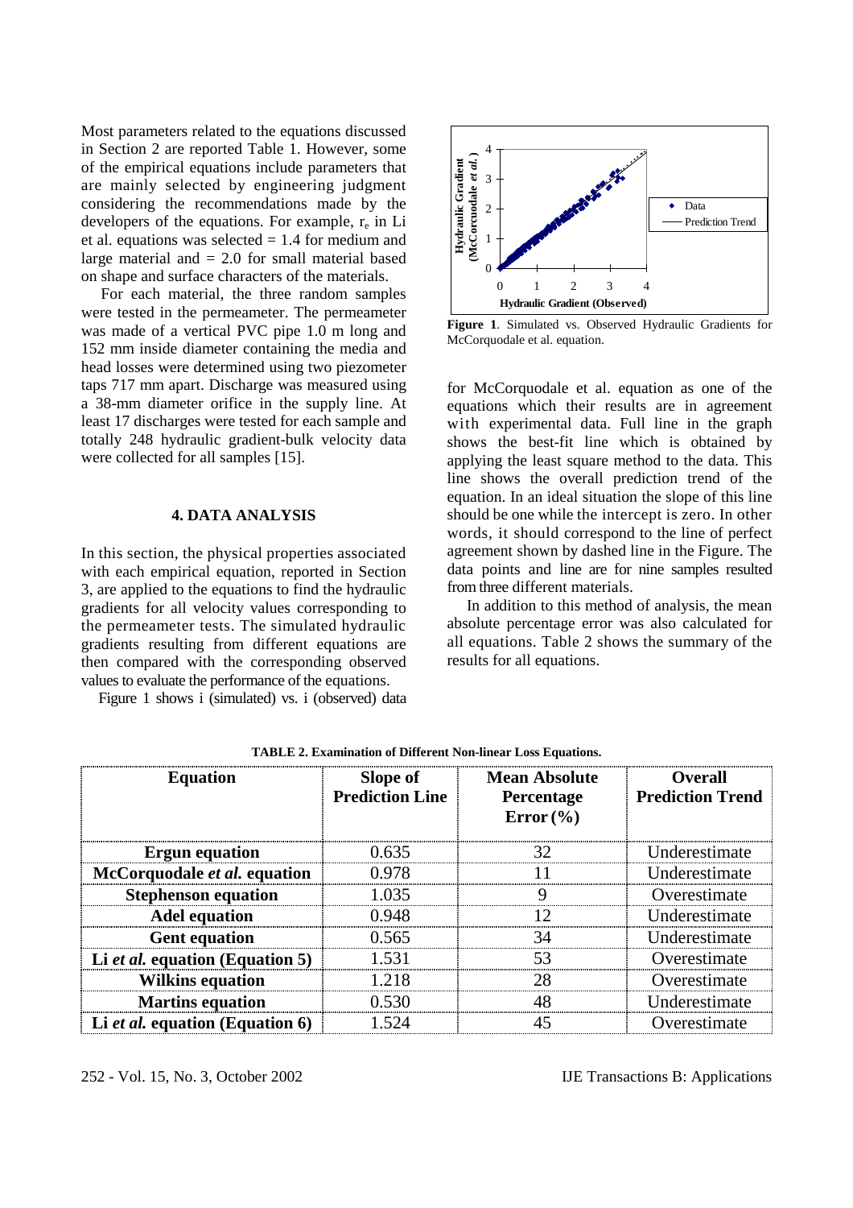Most parameters related to the equations discussed in Section 2 are reported Table 1. However, some of the empirical equations include parameters that are mainly selected by engineering judgment considering the recommendations made by the developers of the equations. For example, $r_e$ in Li et al. equations was selected = 1.4 for medium and large material and = 2.0 for small material based on shape and surface characters of the materials.

For each material, the three random samples were tested in the permeameter. The permeameter was made of a vertical PVC pipe 1.0 m long and 152 mm inside diameter containing the media and head losses were determined using two piezometer taps 717 mm apart. Discharge was measured using a 38-mm diameter orifice in the supply line. At least 17 discharges were tested for each sample and totally 248 hydraulic gradient-bulk velocity data were collected for all samples [15].

## 4. DATA ANALYSIS

In this section, the physical properties associated with each empirical equation, reported in Section 3, are applied to the equations to find the hydraulic gradients for all velocity values corresponding to the permeameter tests. The simulated hydraulic gradients resulting from different equations are then compared with the corresponding observed values to evaluate the performance of the equations.

Figure 1 shows i (simulated) vs. i (observed) data for McCorquodale et al. equation as one of the equations which their results are in agreement with experimental data. Full line in the graph shows the best-fit line which is obtained by applying the least square method to the data. This line shows the overall prediction trend of the equation. In an ideal situation the slope of this line should be one while the intercept is zero. In other words, it should correspond to the line of perfect agreement shown by dashed line in the Figure. The data points and line are for nine samples resulted from three different materials.

**Figure 1**. Simulated vs. Observed Hydraulic Gradients for McCorquodale et al. equation.

In addition to this method of analysis, the mean absolute percentage error was also calculated for all equations. Table 2 shows the summary of the results for all equations.

**TABLE 2. Examination of Different Non-linear Loss Equations.**

| Equation | Slope of Prediction Line | Mean Absolute Percentage Error (%) | Overall Prediction Trend |
|---|---|---|---|
| **Ergun equation** | 0.635 | 32 | Underestimate |
| **McCorquodale *et al.* equation** | 0.978 | 11 | Underestimate |
| **Stephenson equation** | 1.035 | 9 | Overestimate |
| **Adel equation** | 0.948 | 12 | Underestimate |
| **Gent equation** | 0.565 | 34 | Underestimate |
| **Li *et al.* equation (Equation 5)** | 1.531 | 53 | Overestimate |
| **Wilkins equation** | 1.218 | 28 | Overestimate |
| **Martins equation** | 0.530 | 48 | Underestimate |
| **Li *et al.* equation (Equation 6)** | 1.524 | 45 | Overestimate |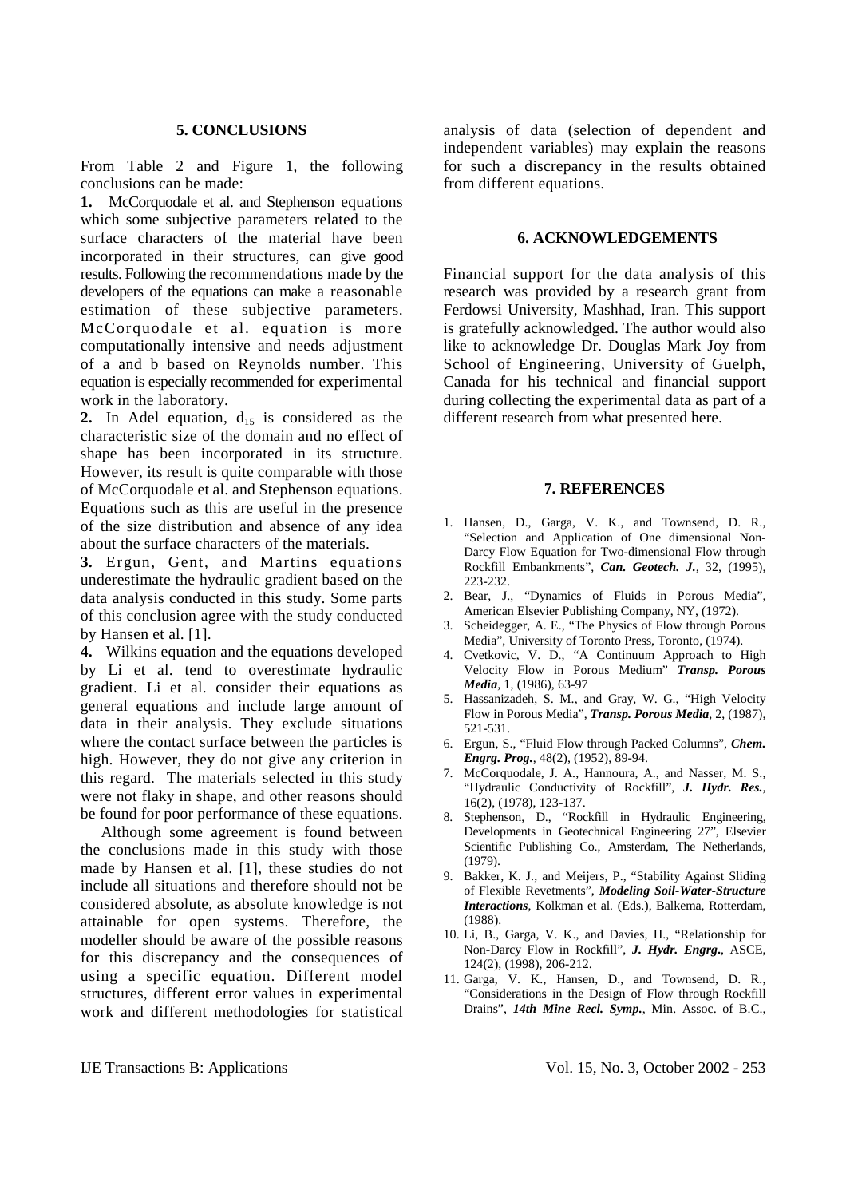## 5. CONCLUSIONS

From Table 2 and Figure 1, the following conclusions can be made:

**1.** McCorquodale et al. and Stephenson equations which some subjective parameters related to the surface characters of the material have been incorporated in their structures, can give good results. Following the recommendations made by the developers of the equations can make a reasonable estimation of these subjective parameters. McCorquodale et al. equation is more computationally intensive and needs adjustment of a and b based on Reynolds number. This equation is especially recommended for experimental work in the laboratory.

**2.** In Adel equation, $d_{15}$ is considered as the characteristic size of the domain and no effect of shape has been incorporated in its structure. However, its result is quite comparable with those of McCorquodale et al. and Stephenson equations. Equations such as this are useful in the presence of the size distribution and absence of any idea about the surface characters of the materials.

**3.** Ergun, Gent, and Martins equations underestimate the hydraulic gradient based on the data analysis conducted in this study. Some parts of this conclusion agree with the study conducted by Hansen et al. [1].

**4.** Wilkins equation and the equations developed by Li et al. tend to overestimate hydraulic gradient. Li et al. consider their equations as general equations and include large amount of data in their analysis. They exclude situations where the contact surface between the particles is high. However, they do not give any criterion in this regard. The materials selected in this study were not flaky in shape, and other reasons should be found for poor performance of these equations.

Although some agreement is found between the conclusions made in this study with those made by Hansen et al. [1], these studies do not include all situations and therefore should not be considered absolute, as absolute knowledge is not attainable for open systems. Therefore, the modeller should be aware of the possible reasons for this discrepancy and the consequences of using a specific equation. Different model structures, different error values in experimental work and different methodologies for statistical analysis of data (selection of dependent and independent variables) may explain the reasons for such a discrepancy in the results obtained from different equations.

## 6. ACKNOWLEDGEMENTS

Financial support for the data analysis of this research was provided by a research grant from Ferdowsi University, Mashhad, Iran. This support is gratefully acknowledged. The author would also like to acknowledge Dr. Douglas Mark Joy from School of Engineering, University of Guelph, Canada for his technical and financial support during collecting the experimental data as part of a different research from what presented here.

## 7. REFERENCES

1. Hansen, D., Garga, V. K., and Townsend, D. R., "Selection and Application of One dimensional Non-Darcy Flow Equation for Two-dimensional Flow through Rockfill Embankments", ***Can. Geotech. J.***, 32, (1995), 223-232.
2. Bear, J., "Dynamics of Fluids in Porous Media", American Elsevier Publishing Company, NY, (1972).
3. Scheidegger, A. E., "The Physics of Flow through Porous Media", University of Toronto Press, Toronto, (1974).
4. Cvetkovic, V. D., "A Continuum Approach to High Velocity Flow in Porous Medium" ***Transp. Porous Media***, 1, (1986), 63-97
5. Hassanizadeh, S. M., and Gray, W. G., "High Velocity Flow in Porous Media", ***Transp. Porous Media***, 2, (1987), 521-531.
6. Ergun, S., "Fluid Flow through Packed Columns", ***Chem. Engrg. Prog.***, 48(2), (1952), 89-94.
7. McCorquodale, J. A., Hannoura, A., and Nasser, M. S., "Hydraulic Conductivity of Rockfill", ***J. Hydr. Res.***, 16(2), (1978), 123-137.
8. Stephenson, D., "Rockfill in Hydraulic Engineering, Developments in Geotechnical Engineering 27", Elsevier Scientific Publishing Co., Amsterdam, The Netherlands, (1979).
9. Bakker, K. J., and Meijers, P., "Stability Against Sliding of Flexible Revetments", ***Modeling Soil-Water-Structure Interactions***, Kolkman et al. (Eds.), Balkema, Rotterdam, (1988).
10. Li, B., Garga, V. K., and Davies, H., "Relationship for Non-Darcy Flow in Rockfill", ***J. Hydr. Engrg.***, ASCE, 124(2), (1998), 206-212.
11. Garga, V. K., Hansen, D., and Townsend, D. R., "Considerations in the Design of Flow through Rockfill Drains", ***14th Mine Recl. Symp.***, Min. Assoc. of B.C.,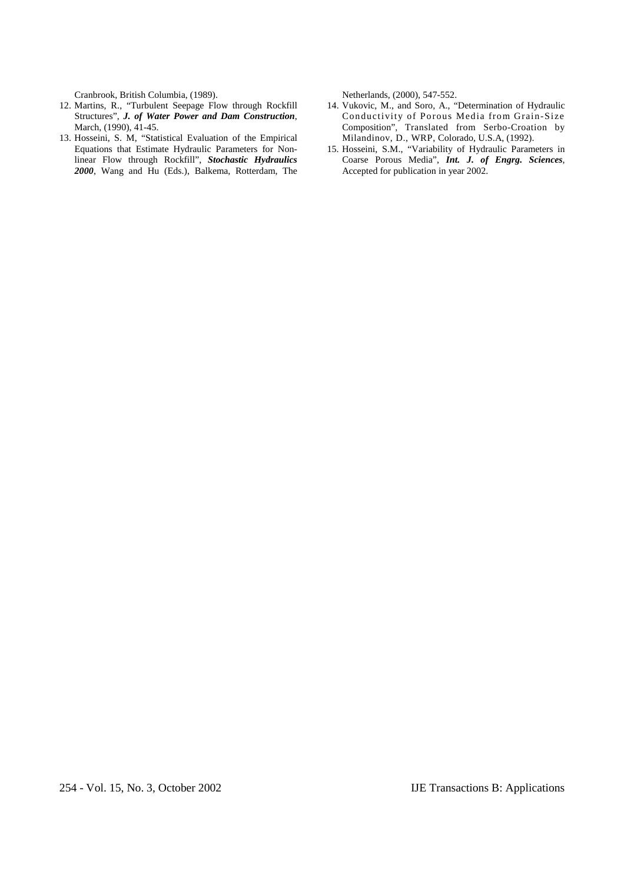Cranbrook, British Columbia, (1989).

12. Martins, R., "Turbulent Seepage Flow through Rockfill Structures", ***J. of Water Power and Dam Construction***, March, (1990), 41-45.
13. Hosseini, S. M, "Statistical Evaluation of the Empirical Equations that Estimate Hydraulic Parameters for Non-linear Flow through Rockfill", ***Stochastic Hydraulics 2000***, Wang and Hu (Eds.), Balkema, Rotterdam, The Netherlands, (2000), 547-552.
14. Vukovic, M., and Soro, A., "Determination of Hydraulic Conductivity of Porous Media from Grain-Size Composition", Translated from Serbo-Croation by Milandinov, D., WRP, Colorado, U.S.A, (1992).
15. Hosseini, S.M., "Variability of Hydraulic Parameters in Coarse Porous Media", ***Int. J. of Engrg. Sciences***, Accepted for publication in year 2002.